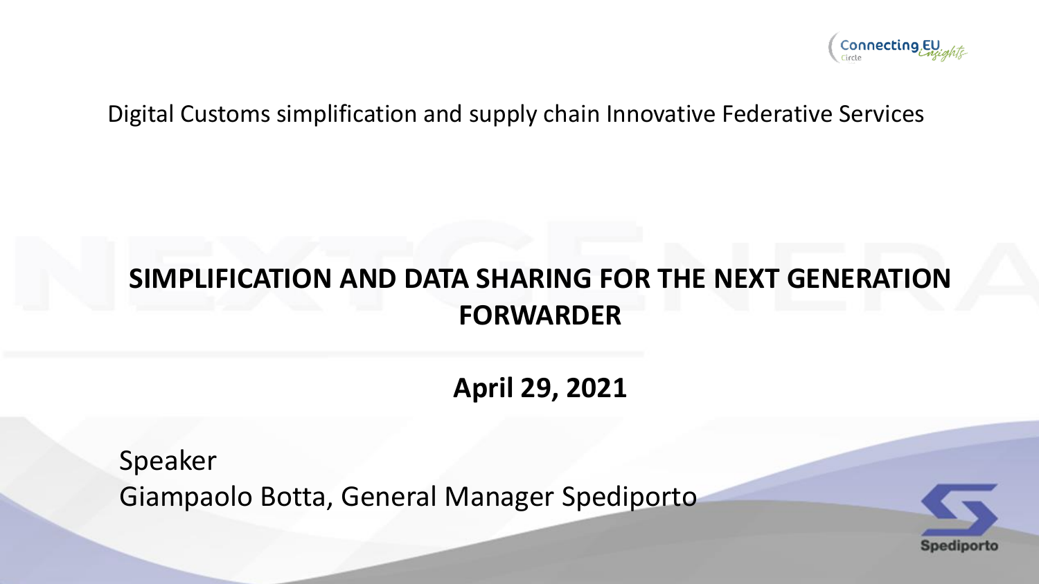Digital Customs simplification and supply chain Innovative Federative Services

# SIMPLIFICATION AND DATA SHARING FOR THE NEXT GENERATION FORWARDER

**April 29, 2021**

Speaker
Giampaolo Botta, General Manager Spediporto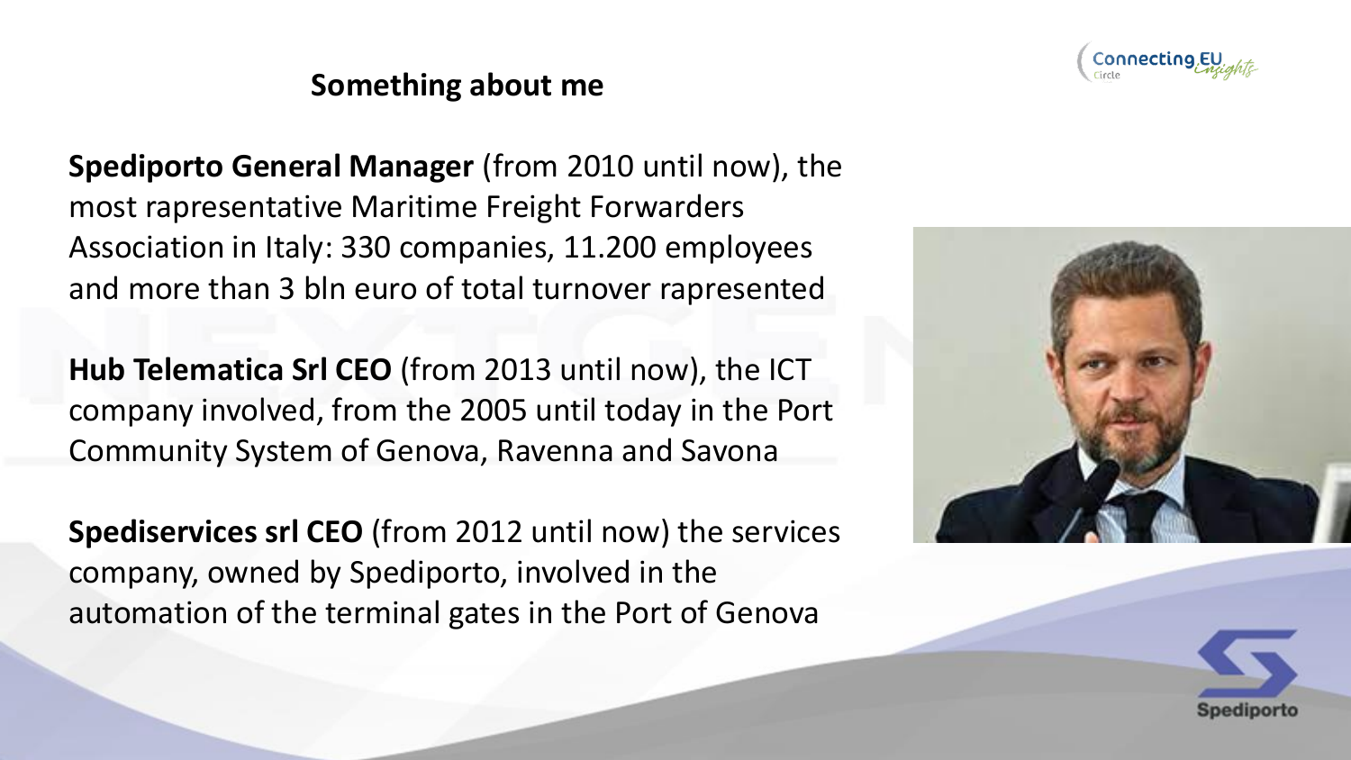## Something about me

**Spediporto General Manager** (from 2010 until now), the most rapresentative Maritime Freight Forwarders Association in Italy: 330 companies, 11.200 employees and more than 3 bln euro of total turnover rapresented

**Hub Telematica Srl CEO** (from 2013 until now), the ICT company involved, from the 2005 until today in the Port Community System of Genova, Ravenna and Savona

**Spediservices srl CEO** (from 2012 until now) the services company, owned by Spediporto, involved in the automation of the terminal gates in the Port of Genova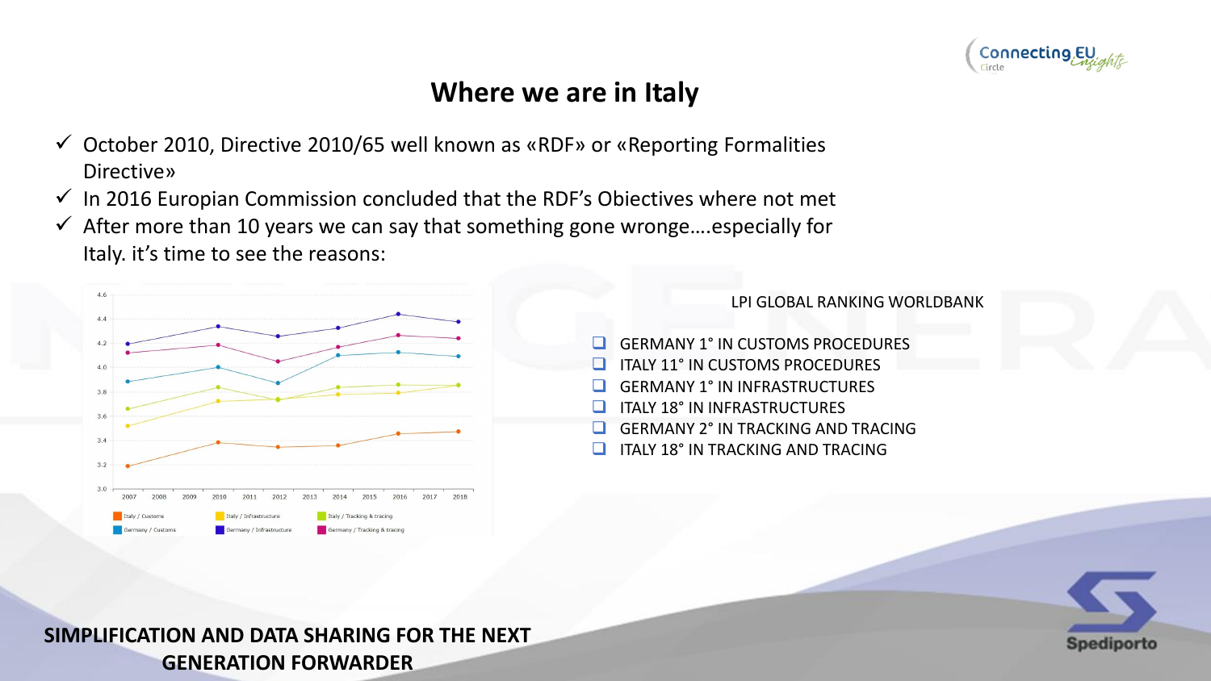## Where we are in Italy

- ✓ October 2010, Directive 2010/65 well known as «RDF» or «Reporting Formalities Directive»
- ✓ In 2016 European Commission concluded that the RDF's Objectives where not met
- ✓ After more than 10 years we can say that something gone wronge….especially for Italy. it's time to see the reasons:

LPI GLOBAL RANKING WORLDBANK

- ❑ GERMANY 1° IN CUSTOMS PROCEDURES
- ❑ ITALY 11° IN CUSTOMS PROCEDURES
- ❑ GERMANY 1° IN INFRASTRUCTURES
- ❑ ITALY 18° IN INFRASTRUCTURES
- ❑ GERMANY 2° IN TRACKING AND TRACING
- ❑ ITALY 18° IN TRACKING AND TRACING

**SIMPLIFICATION AND DATA SHARING FOR THE NEXT GENERATION FORWARDER**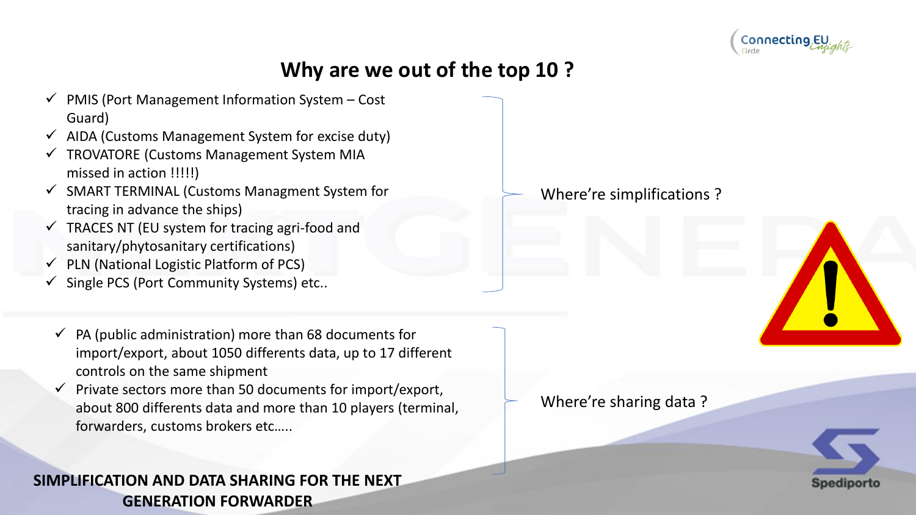# Why are we out of the top 10 ?

- ✓ PMIS (Port Management Information System – Cost Guard)
- ✓ AIDA (Customs Management System for excise duty)
- ✓ TROVATORE (Customs Management System MIA missed in action !!!!!)
- ✓ SMART TERMINAL (Customs Managment System for tracing in advance the ships)
- ✓ TRACES NT (EU system for tracing agri-food and sanitary/phytosanitary certifications)
- ✓ PLN (National Logistic Platform of PCS)
- ✓ Single PCS (Port Community Systems) etc..

Where're simplifications ?

- ✓ PA (public administration) more than 68 documents for import/export, about 1050 differents data, up to 17 different controls on the same shipment
- ✓ Private sectors more than 50 documents for import/export, about 800 differents data and more than 10 players (terminal, forwarders, customs brokers etc…..

Where're sharing data ?

**SIMPLIFICATION AND DATA SHARING FOR THE NEXT GENERATION FORWARDER**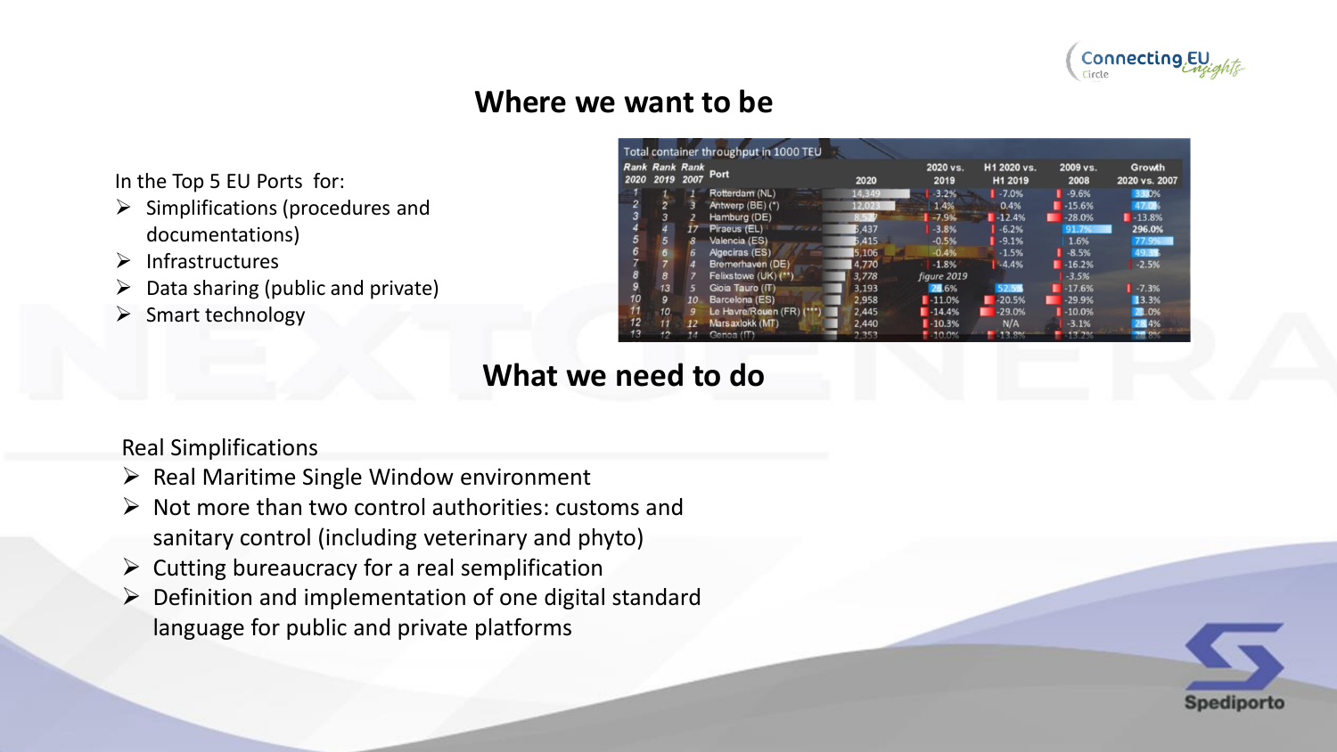## Where we want to be

In the Top 5 EU Ports for:

- Simplifications (procedures and documentations)
- Infrastructures
- Data sharing (public and private)
- Smart technology

Total container throughput in 1000 TEU

| Rank 2020 | Rank 2019 | Rank 2007 | Port | 2020 | 2020 vs. 2019 | H1 2020 vs. H1 2019 | 2009 vs. 2008 | Growth 2020 vs. 2007 |
|---|---|---|---|---|---|---|---|---|
| 1 | 1 | 1 | Rotterdam (NL) | 14,349 | -3.2% | -7.0% | -9.6% | 33.0% |
| 2 | 2 | 3 | Antwerp (BE) (*) | 12,023 | 1.4% | 0.4% | -15.6% | 47.0% |
| 3 | 3 | 2 | Hamburg (DE) | 8,527 | -7.9% | -12.4% | -28.0% | -13.8% |
| 4 | 4 | 17 | Piraeus (EL) | 5,437 | -3.8% | -6.2% | 91.7% | 296.0% |
| 5 | 5 | 8 | Valencia (ES) | 5,415 | -0.5% | -9.1% | 1.6% | 77.9% |
| 6 | 6 | 6 | Algeciras (ES) | 5,106 | -0.4% | -1.5% | -8.5% | 49.3% |
| 7 | 7 | 4 | Bremerhaven (DE) | 4,770 | -1.8% | -4.4% | -16.2% | -2.5% |
| 8 | 8 | 7 | Felixstowe (UK) (**) | 3,778 | figure 2019 | | -3.5% | |
| 9 | 13 | 5 | Gioia Tauro (IT) | 3,193 | 28.6% | 52.5% | -17.6% | -7.3% |
| 10 | 9 | 10 | Barcelona (ES) | 2,958 | -11.0% | -20.5% | -29.9% | 13.3% |
| 11 | 10 | 9 | Le Havre/Rouen (FR) (***) | 2,445 | -14.4% | -29.0% | -10.0% | 2.0% |
| 12 | 11 | 12 | Marsaxlokk (MT) | 2,440 | -10.3% | N/A | -3.1% | 28.4% |
| 13 | 12 | 14 | Genoa (IT) | 2,353 | -10.0% | -13.8% | -13.2% | |

## What we need to do

Real Simplifications

- Real Maritime Single Window environment
- Not more than two control authorities: customs and sanitary control (including veterinary and phyto)
- Cutting bureaucracy for a real simplification
- Definition and implementation of one digital standard language for public and private platforms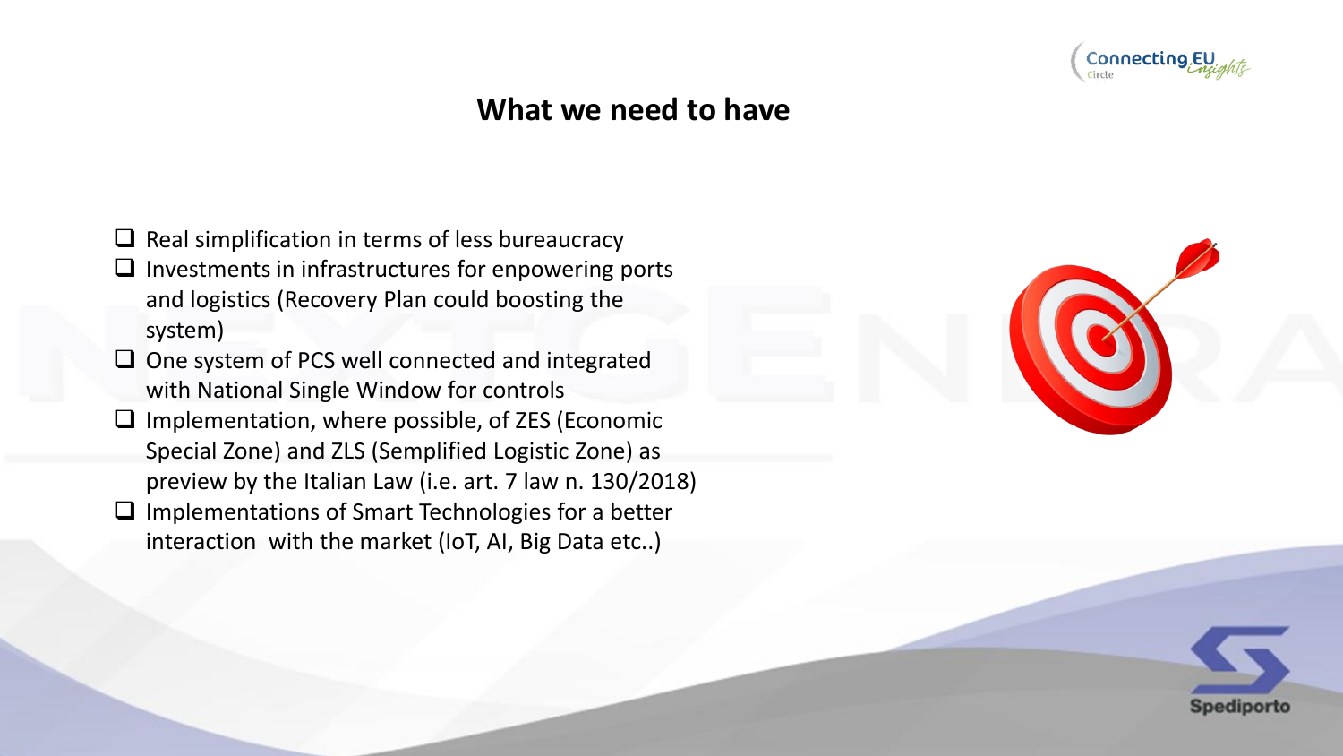## What we need to have

- Real simplification in terms of less bureaucracy
- Investments in infrastructures for enpowering ports and logistics (Recovery Plan could boosting the system)
- One system of PCS well connected and integrated with National Single Window for controls
- Implementation, where possible, of ZES (Economic Special Zone) and ZLS (Semplified Logistic Zone) as preview by the Italian Law (i.e. art. 7 law n. 130/2018)
- Implementations of Smart Technologies for a better interaction with the market (IoT, AI, Big Data etc..)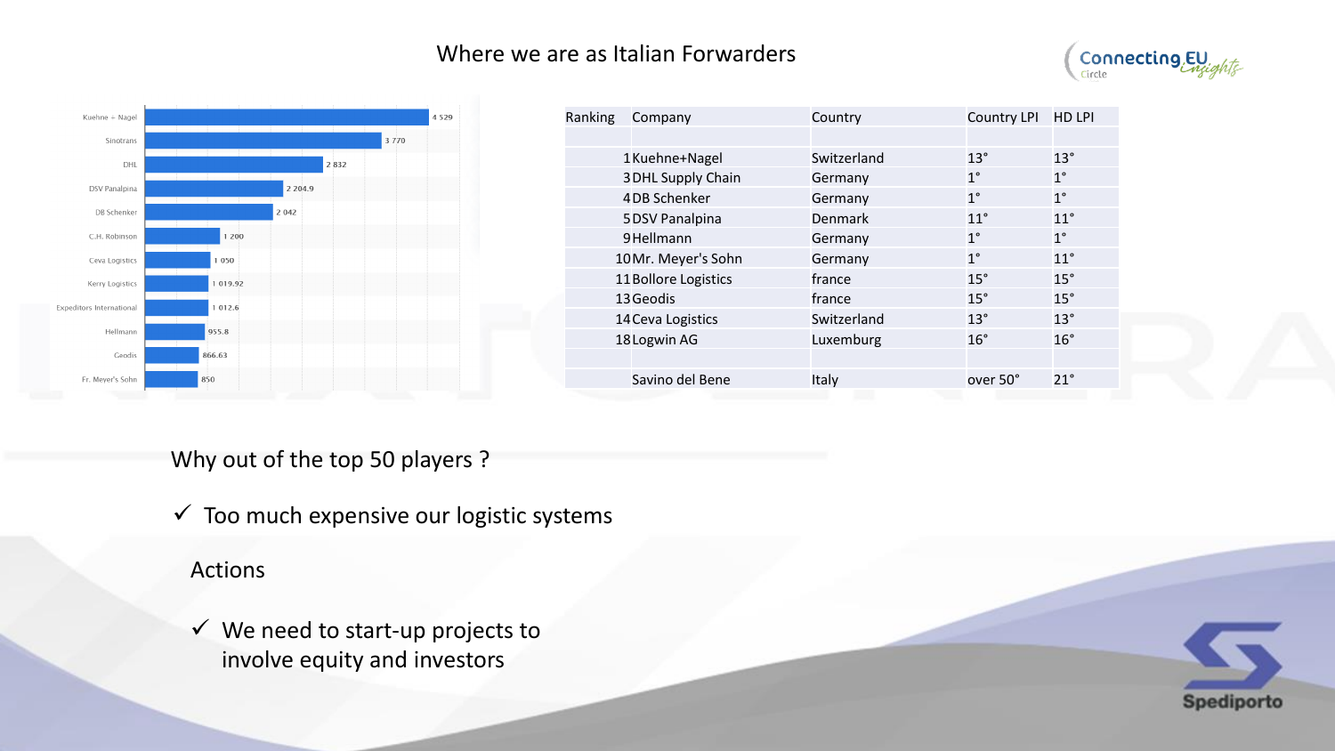# Where we are as Italian Forwarders

| Company | Value |
|---|---|
| Kuehne + Nagel | 4 529 |
| Sinotrans | 3 770 |
| DHL | 2 832 |
| DSV Panalpina | 2 204.9 |
| DB Schenker | 2 042 |
| C.H. Robinson | 1 200 |
| Ceva Logistics | 1 050 |
| Kerry Logistics | 1 019.92 |
| Expeditors International | 1 012.6 |
| Hellmann | 955.8 |
| Geodis | 866.63 |
| Fr. Meyer's Sohn | 850 |

| Ranking | Company | Country | Country LPI | HD LPI |
|---|---|---|---|---|
| | | | | |
| 1 | Kuehne+Nagel | Switzerland | 13° | 13° |
| 3 | DHL Supply Chain | Germany | 1° | 1° |
| 4 | DB Schenker | Germany | 1° | 1° |
| 5 | DSV Panalpina | Denmark | 11° | 11° |
| 9 | Hellmann | Germany | 1° | 1° |
| 10 | Mr. Meyer's Sohn | Germany | 1° | 11° |
| 11 | Bollore Logistics | france | 15° | 15° |
| 13 | Geodis | france | 15° | 15° |
| 14 | Ceva Logistics | Switzerland | 13° | 13° |
| 18 | Logwin AG | Luxemburg | 16° | 16° |
| | | | | |
| | Savino del Bene | Italy | over 50° | 21° |

Why out of the top 50 players ?

- ✓ Too much expensive our logistic systems

Actions

- ✓ We need to start-up projects to involve equity and investors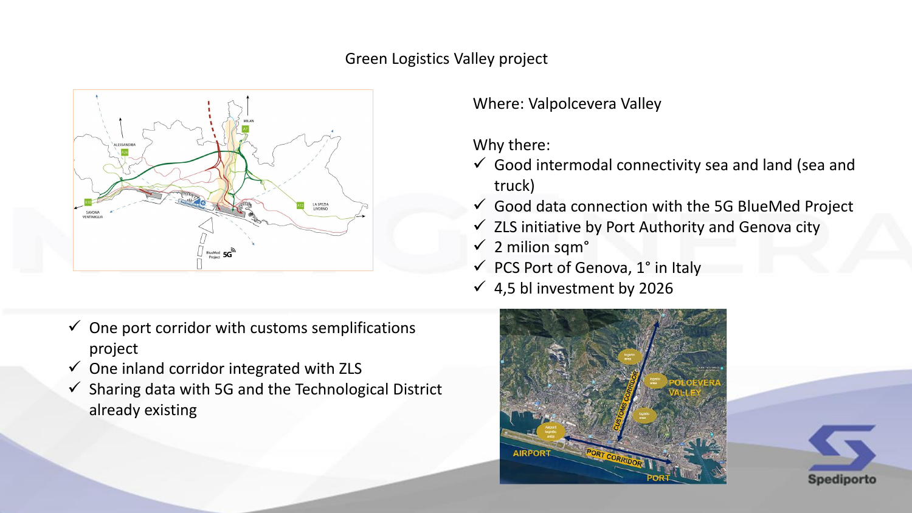# Green Logistics Valley project

Where: Valpolcevera Valley

Why there:

- ✓ Good intermodal connectivity sea and land (sea and truck)
- ✓ Good data connection with the 5G BlueMed Project
- ✓ ZLS initiative by Port Authority and Genova city
- ✓ 2 milion sqm°
- ✓ PCS Port of Genova, 1° in Italy
- ✓ 4,5 bl investment by 2026

- ✓ One port corridor with customs semplifications project
- ✓ One inland corridor integrated with ZLS
- ✓ Sharing data with 5G and the Technological District already existing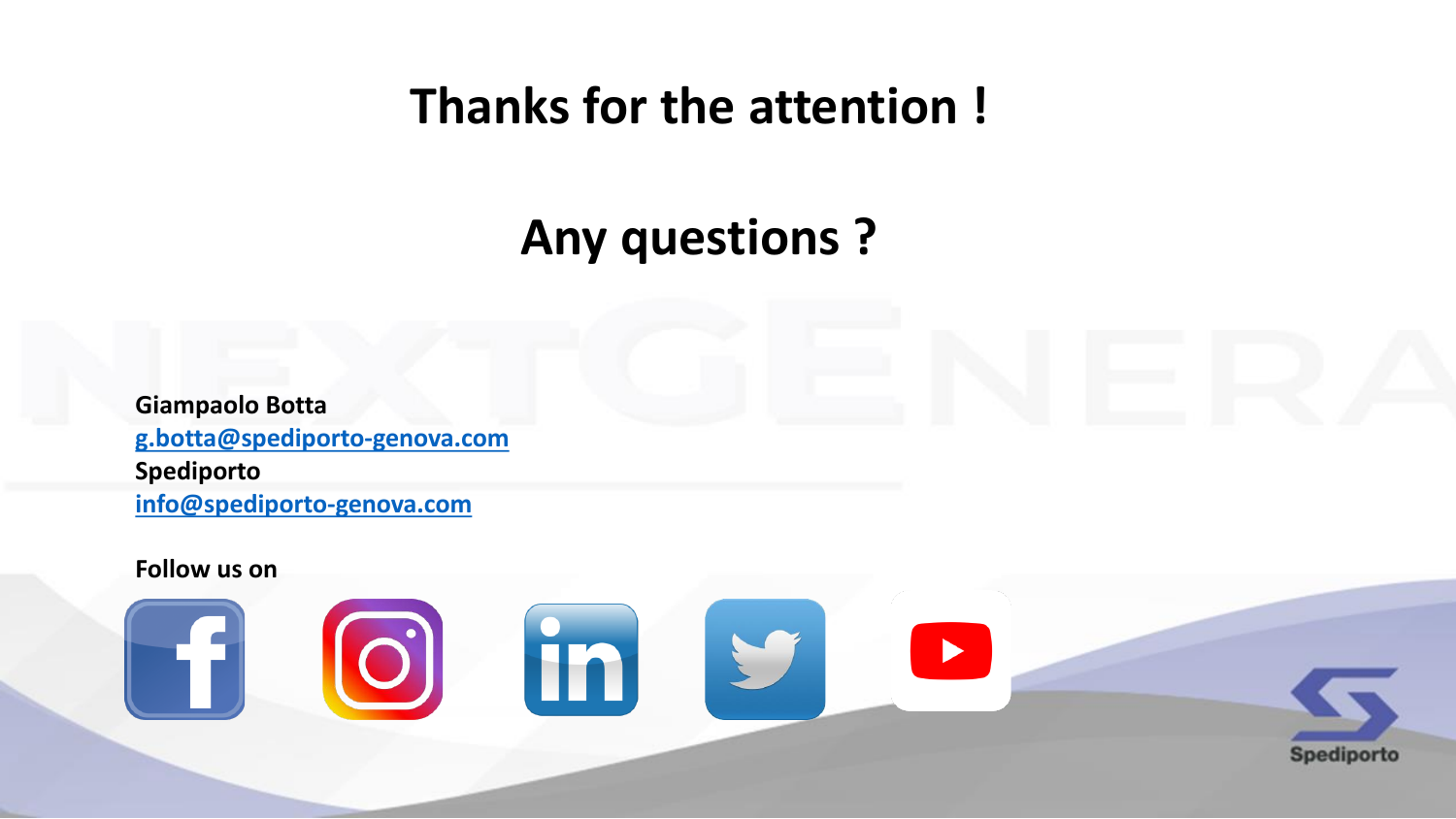# Thanks for the attention !

# Any questions ?

**Giampaolo Botta**
[g.botta@spediporto-genova.com](mailto:g.botta@spediporto-genova.com)
**Spediporto**
[info@spediporto-genova.com](mailto:info@spediporto-genova.com)

**Follow us on**